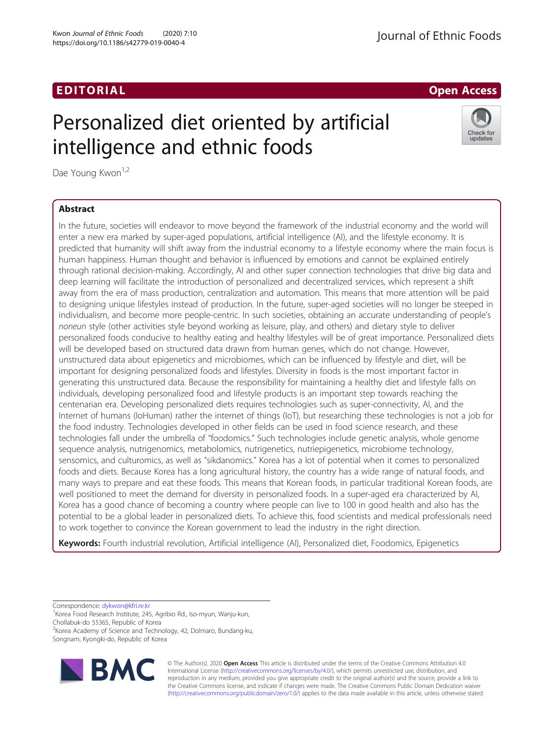EDITORIAL

# Personalized diet oriented by artificial intelligence and ethnic foods

Dae Young Kwon[1,2]

## Abstract

In the future, societies will endeavor to move beyond the framework of the industrial economy and the world will enter a new era marked by super-aged populations, artificial intelligence (AI), and the lifestyle economy. It is predicted that humanity will shift away from the industrial economy to a lifestyle economy where the main focus is human happiness. Human thought and behavior is influenced by emotions and cannot be explained entirely through rational decision-making. Accordingly, AI and other super connection technologies that drive big data and deep learning will facilitate the introduction of personalized and decentralized services, which represent a shift away from the era of mass production, centralization and automation. This means that more attention will be paid to designing unique lifestyles instead of production. In the future, super-aged societies will no longer be steeped in individualism, and become more people-centric. In such societies, obtaining an accurate understanding of people's *noneun* style (other activities style beyond working as leisure, play, and others) and dietary style to deliver personalized foods conducive to healthy eating and healthy lifestyles will be of great importance. Personalized diets will be developed based on structured data drawn from human genes, which do not change. However, unstructured data about epigenetics and microbiomes, which can be influenced by lifestyle and diet, will be important for designing personalized foods and lifestyles. Diversity in foods is the most important factor in generating this unstructured data. Because the responsibility for maintaining a healthy diet and lifestyle falls on individuals, developing personalized food and lifestyle products is an important step towards reaching the centenarian era. Developing personalized diets requires technologies such as super-connectivity, AI, and the Internet of humans (IoHuman) rather the internet of things (IoT), but researching these technologies is not a job for the food industry. Technologies developed in other fields can be used in food science research, and these technologies fall under the umbrella of "foodomics." Such technologies include genetic analysis, whole genome sequence analysis, nutrigenomics, metabolomics, nutrigenetics, nutriepigenetics, microbiome technology, sensomics, and culturomics, as well as "sikdanomics." Korea has a lot of potential when it comes to personalized foods and diets. Because Korea has a long agricultural history, the country has a wide range of natural foods, and many ways to prepare and eat these foods. This means that Korean foods, in particular traditional Korean foods, are well positioned to meet the demand for diversity in personalized foods. In a super-aged era characterized by AI, Korea has a good chance of becoming a country where people can live to 100 in good health and also has the potential to be a global leader in personalized diets. To achieve this, food scientists and medical professionals need to work together to convince the Korean government to lead the industry in the right direction.

**Keywords:** Fourth industrial revolution, Artificial intelligence (AI), Personalized diet, Foodomics, Epigenetics

Correspondence: dykwon@kfri.re.kr

[1]Korea Food Research Institute, 245, Agribio Rd., Iso-myun, Wanju-kun, Chollabuk-do 55365, Republic of Korea

[2]Korea Academy of Science and Technology, 42, Dolmaro, Bundang-ku, Songnam, Kyongki-do, Republic of Korea

© The Author(s). 2020 **Open Access** This article is distributed under the terms of the Creative Commons Attribution 4.0 International License (http://creativecommons.org/licenses/by/4.0/), which permits unrestricted use, distribution, and reproduction in any medium, provided you give appropriate credit to the original author(s) and the source, provide a link to the Creative Commons license, and indicate if changes were made. The Creative Commons Public Domain Dedication waiver (http://creativecommons.org/publicdomain/zero/1.0/) applies to the data made available in this article, unless otherwise stated.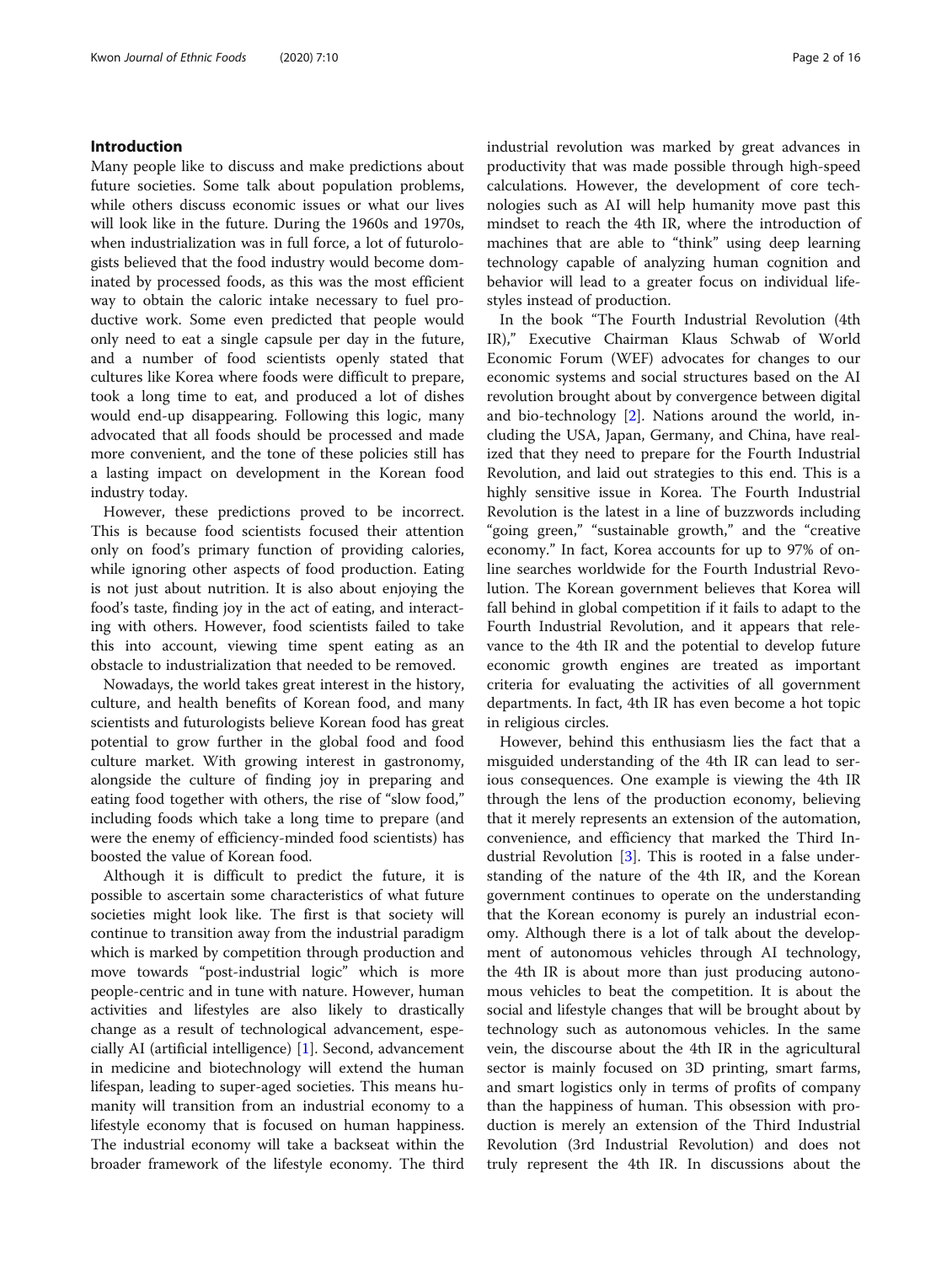## Introduction

Many people like to discuss and make predictions about future societies. Some talk about population problems, while others discuss economic issues or what our lives will look like in the future. During the 1960s and 1970s, when industrialization was in full force, a lot of futurologists believed that the food industry would become dominated by processed foods, as this was the most efficient way to obtain the caloric intake necessary to fuel productive work. Some even predicted that people would only need to eat a single capsule per day in the future, and a number of food scientists openly stated that cultures like Korea where foods were difficult to prepare, took a long time to eat, and produced a lot of dishes would end-up disappearing. Following this logic, many advocated that all foods should be processed and made more convenient, and the tone of these policies still has a lasting impact on development in the Korean food industry today.

However, these predictions proved to be incorrect. This is because food scientists focused their attention only on food's primary function of providing calories, while ignoring other aspects of food production. Eating is not just about nutrition. It is also about enjoying the food's taste, finding joy in the act of eating, and interacting with others. However, food scientists failed to take this into account, viewing time spent eating as an obstacle to industrialization that needed to be removed.

Nowadays, the world takes great interest in the history, culture, and health benefits of Korean food, and many scientists and futurologists believe Korean food has great potential to grow further in the global food and food culture market. With growing interest in gastronomy, alongside the culture of finding joy in preparing and eating food together with others, the rise of "slow food," including foods which take a long time to prepare (and were the enemy of efficiency-minded food scientists) has boosted the value of Korean food.

Although it is difficult to predict the future, it is possible to ascertain some characteristics of what future societies might look like. The first is that society will continue to transition away from the industrial paradigm which is marked by competition through production and move towards "post-industrial logic" which is more people-centric and in tune with nature. However, human activities and lifestyles are also likely to drastically change as a result of technological advancement, especially AI (artificial intelligence) [1]. Second, advancement in medicine and biotechnology will extend the human lifespan, leading to super-aged societies. This means humanity will transition from an industrial economy to a lifestyle economy that is focused on human happiness. The industrial economy will take a backseat within the broader framework of the lifestyle economy. The third industrial revolution was marked by great advances in productivity that was made possible through high-speed calculations. However, the development of core technologies such as AI will help humanity move past this mindset to reach the 4th IR, where the introduction of machines that are able to "think" using deep learning technology capable of analyzing human cognition and behavior will lead to a greater focus on individual lifestyles instead of production.

In the book "The Fourth Industrial Revolution (4th IR)," Executive Chairman Klaus Schwab of World Economic Forum (WEF) advocates for changes to our economic systems and social structures based on the AI revolution brought about by convergence between digital and bio-technology [2]. Nations around the world, including the USA, Japan, Germany, and China, have realized that they need to prepare for the Fourth Industrial Revolution, and laid out strategies to this end. This is a highly sensitive issue in Korea. The Fourth Industrial Revolution is the latest in a line of buzzwords including "going green," "sustainable growth," and the "creative economy." In fact, Korea accounts for up to 97% of online searches worldwide for the Fourth Industrial Revolution. The Korean government believes that Korea will fall behind in global competition if it fails to adapt to the Fourth Industrial Revolution, and it appears that relevance to the 4th IR and the potential to develop future economic growth engines are treated as important criteria for evaluating the activities of all government departments. In fact, 4th IR has even become a hot topic in religious circles.

However, behind this enthusiasm lies the fact that a misguided understanding of the 4th IR can lead to serious consequences. One example is viewing the 4th IR through the lens of the production economy, believing that it merely represents an extension of the automation, convenience, and efficiency that marked the Third Industrial Revolution [3]. This is rooted in a false understanding of the nature of the 4th IR, and the Korean government continues to operate on the understanding that the Korean economy is purely an industrial economy. Although there is a lot of talk about the development of autonomous vehicles through AI technology, the 4th IR is about more than just producing autonomous vehicles to beat the competition. It is about the social and lifestyle changes that will be brought about by technology such as autonomous vehicles. In the same vein, the discourse about the 4th IR in the agricultural sector is mainly focused on 3D printing, smart farms, and smart logistics only in terms of profits of company than the happiness of human. This obsession with production is merely an extension of the Third Industrial Revolution (3rd Industrial Revolution) and does not truly represent the 4th IR. In discussions about the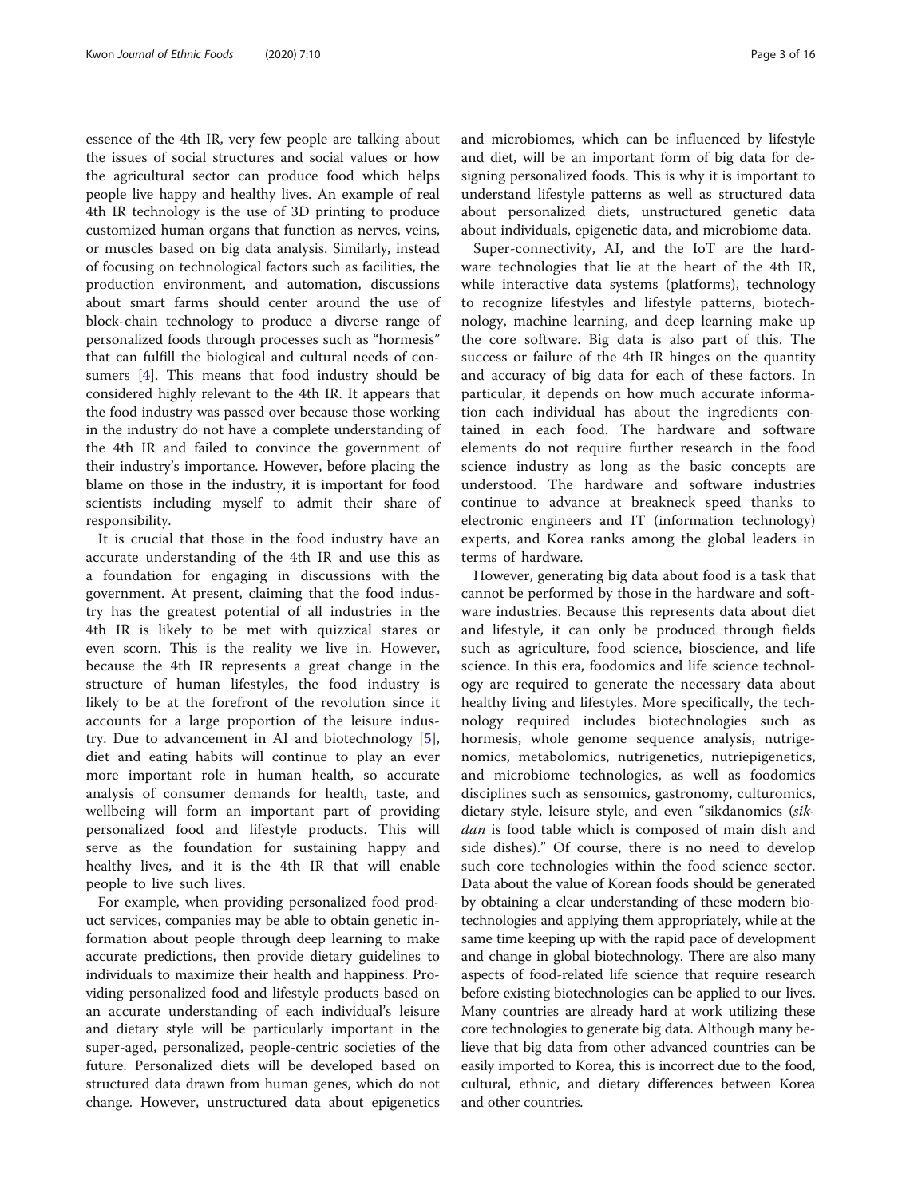essence of the 4th IR, very few people are talking about the issues of social structures and social values or how the agricultural sector can produce food which helps people live happy and healthy lives. An example of real 4th IR technology is the use of 3D printing to produce customized human organs that function as nerves, veins, or muscles based on big data analysis. Similarly, instead of focusing on technological factors such as facilities, the production environment, and automation, discussions about smart farms should center around the use of block-chain technology to produce a diverse range of personalized foods through processes such as "hormesis" that can fulfill the biological and cultural needs of consumers [4]. This means that food industry should be considered highly relevant to the 4th IR. It appears that the food industry was passed over because those working in the industry do not have a complete understanding of the 4th IR and failed to convince the government of their industry's importance. However, before placing the blame on those in the industry, it is important for food scientists including myself to admit their share of responsibility.

It is crucial that those in the food industry have an accurate understanding of the 4th IR and use this as a foundation for engaging in discussions with the government. At present, claiming that the food industry has the greatest potential of all industries in the 4th IR is likely to be met with quizzical stares or even scorn. This is the reality we live in. However, because the 4th IR represents a great change in the structure of human lifestyles, the food industry is likely to be at the forefront of the revolution since it accounts for a large proportion of the leisure industry. Due to advancement in AI and biotechnology [5], diet and eating habits will continue to play an ever more important role in human health, so accurate analysis of consumer demands for health, taste, and wellbeing will form an important part of providing personalized food and lifestyle products. This will serve as the foundation for sustaining happy and healthy lives, and it is the 4th IR that will enable people to live such lives.

For example, when providing personalized food product services, companies may be able to obtain genetic information about people through deep learning to make accurate predictions, then provide dietary guidelines to individuals to maximize their health and happiness. Providing personalized food and lifestyle products based on an accurate understanding of each individual's leisure and dietary style will be particularly important in the super-aged, personalized, people-centric societies of the future. Personalized diets will be developed based on structured data drawn from human genes, which do not change. However, unstructured data about epigenetics and microbiomes, which can be influenced by lifestyle and diet, will be an important form of big data for designing personalized foods. This is why it is important to understand lifestyle patterns as well as structured data about personalized diets, unstructured genetic data about individuals, epigenetic data, and microbiome data.

Super-connectivity, AI, and the IoT are the hardware technologies that lie at the heart of the 4th IR, while interactive data systems (platforms), technology to recognize lifestyles and lifestyle patterns, biotechnology, machine learning, and deep learning make up the core software. Big data is also part of this. The success or failure of the 4th IR hinges on the quantity and accuracy of big data for each of these factors. In particular, it depends on how much accurate information each individual has about the ingredients contained in each food. The hardware and software elements do not require further research in the food science industry as long as the basic concepts are understood. The hardware and software industries continue to advance at breakneck speed thanks to electronic engineers and IT (information technology) experts, and Korea ranks among the global leaders in terms of hardware.

However, generating big data about food is a task that cannot be performed by those in the hardware and software industries. Because this represents data about diet and lifestyle, it can only be produced through fields such as agriculture, food science, bioscience, and life science. In this era, foodomics and life science technology are required to generate the necessary data about healthy living and lifestyles. More specifically, the technology required includes biotechnologies such as hormesis, whole genome sequence analysis, nutrigenomics, metabolomics, nutrigenetics, nutriepigenetics, and microbiome technologies, as well as foodomics disciplines such as sensomics, gastronomy, culturomics, dietary style, leisure style, and even "sikdanomics (*sikdan* is food table which is composed of main dish and side dishes)." Of course, there is no need to develop such core technologies within the food science sector. Data about the value of Korean foods should be generated by obtaining a clear understanding of these modern biotechnologies and applying them appropriately, while at the same time keeping up with the rapid pace of development and change in global biotechnology. There are also many aspects of food-related life science that require research before existing biotechnologies can be applied to our lives. Many countries are already hard at work utilizing these core technologies to generate big data. Although many believe that big data from other advanced countries can be easily imported to Korea, this is incorrect due to the food, cultural, ethnic, and dietary differences between Korea and other countries.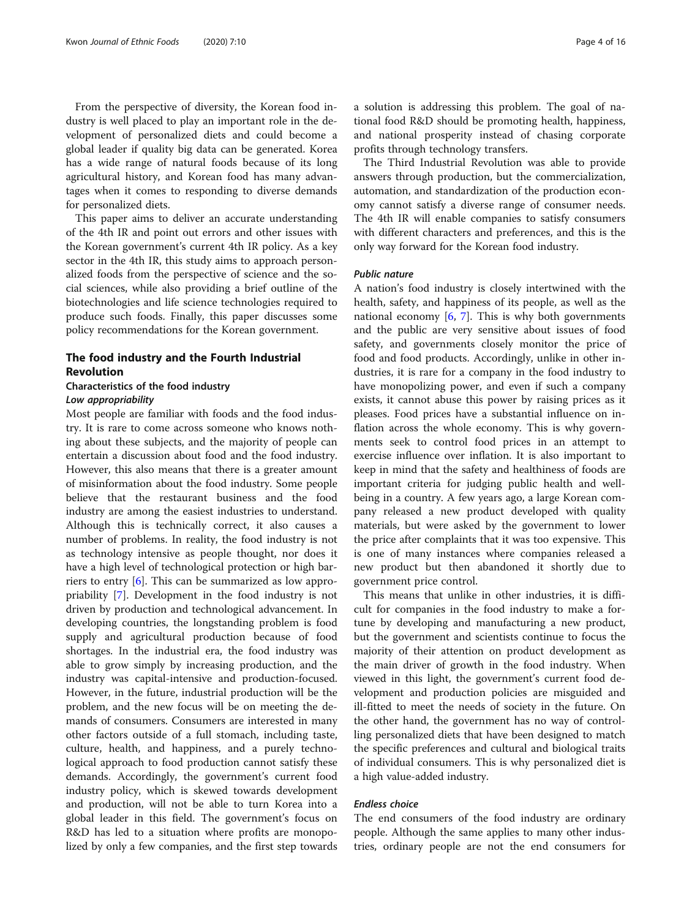From the perspective of diversity, the Korean food industry is well placed to play an important role in the development of personalized diets and could become a global leader if quality big data can be generated. Korea has a wide range of natural foods because of its long agricultural history, and Korean food has many advantages when it comes to responding to diverse demands for personalized diets.

This paper aims to deliver an accurate understanding of the 4th IR and point out errors and other issues with the Korean government's current 4th IR policy. As a key sector in the 4th IR, this study aims to approach personalized foods from the perspective of science and the social sciences, while also providing a brief outline of the biotechnologies and life science technologies required to produce such foods. Finally, this paper discusses some policy recommendations for the Korean government.

## The food industry and the Fourth Industrial Revolution

### Characteristics of the food industry

#### *Low appropriability*

Most people are familiar with foods and the food industry. It is rare to come across someone who knows nothing about these subjects, and the majority of people can entertain a discussion about food and the food industry. However, this also means that there is a greater amount of misinformation about the food industry. Some people believe that the restaurant business and the food industry are among the easiest industries to understand. Although this is technically correct, it also causes a number of problems. In reality, the food industry is not as technology intensive as people thought, nor does it have a high level of technological protection or high barriers to entry [6]. This can be summarized as low appropriability [7]. Development in the food industry is not driven by production and technological advancement. In developing countries, the longstanding problem is food supply and agricultural production because of food shortages. In the industrial era, the food industry was able to grow simply by increasing production, and the industry was capital-intensive and production-focused. However, in the future, industrial production will be the problem, and the new focus will be on meeting the demands of consumers. Consumers are interested in many other factors outside of a full stomach, including taste, culture, health, and happiness, and a purely technological approach to food production cannot satisfy these demands. Accordingly, the government's current food industry policy, which is skewed towards development and production, will not be able to turn Korea into a global leader in this field. The government's focus on R&D has led to a situation where profits are monopolized by only a few companies, and the first step towards a solution is addressing this problem. The goal of national food R&D should be promoting health, happiness, and national prosperity instead of chasing corporate profits through technology transfers.

The Third Industrial Revolution was able to provide answers through production, but the commercialization, automation, and standardization of the production economy cannot satisfy a diverse range of consumer needs. The 4th IR will enable companies to satisfy consumers with different characters and preferences, and this is the only way forward for the Korean food industry.

#### *Public nature*

A nation's food industry is closely intertwined with the health, safety, and happiness of its people, as well as the national economy [6, 7]. This is why both governments and the public are very sensitive about issues of food safety, and governments closely monitor the price of food and food products. Accordingly, unlike in other industries, it is rare for a company in the food industry to have monopolizing power, and even if such a company exists, it cannot abuse this power by raising prices as it pleases. Food prices have a substantial influence on inflation across the whole economy. This is why governments seek to control food prices in an attempt to exercise influence over inflation. It is also important to keep in mind that the safety and healthiness of foods are important criteria for judging public health and well-being in a country. A few years ago, a large Korean company released a new product developed with quality materials, but were asked by the government to lower the price after complaints that it was too expensive. This is one of many instances where companies released a new product but then abandoned it shortly due to government price control.

This means that unlike in other industries, it is difficult for companies in the food industry to make a fortune by developing and manufacturing a new product, but the government and scientists continue to focus the majority of their attention on product development as the main driver of growth in the food industry. When viewed in this light, the government's current food development and production policies are misguided and ill-fitted to meet the needs of society in the future. On the other hand, the government has no way of controlling personalized diets that have been designed to match the specific preferences and cultural and biological traits of individual consumers. This is why personalized diet is a high value-added industry.

#### *Endless choice*

The end consumers of the food industry are ordinary people. Although the same applies to many other industries, ordinary people are not the end consumers for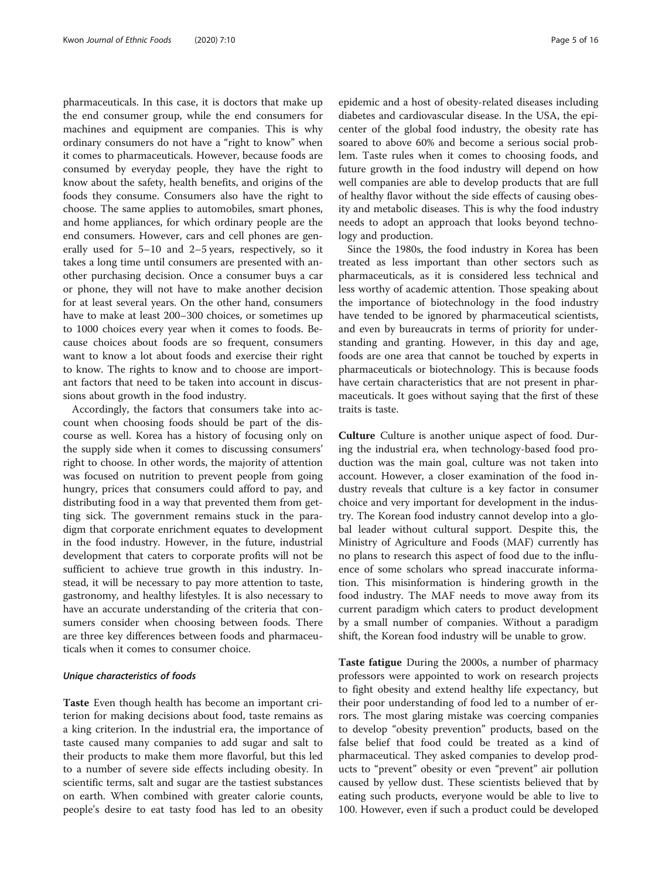pharmaceuticals. In this case, it is doctors that make up the end consumer group, while the end consumers for machines and equipment are companies. This is why ordinary consumers do not have a "right to know" when it comes to pharmaceuticals. However, because foods are consumed by everyday people, they have the right to know about the safety, health benefits, and origins of the foods they consume. Consumers also have the right to choose. The same applies to automobiles, smart phones, and home appliances, for which ordinary people are the end consumers. However, cars and cell phones are generally used for 5–10 and 2–5 years, respectively, so it takes a long time until consumers are presented with another purchasing decision. Once a consumer buys a car or phone, they will not have to make another decision for at least several years. On the other hand, consumers have to make at least 200–300 choices, or sometimes up to 1000 choices every year when it comes to foods. Because choices about foods are so frequent, consumers want to know a lot about foods and exercise their right to know. The rights to know and to choose are important factors that need to be taken into account in discussions about growth in the food industry.

Accordingly, the factors that consumers take into account when choosing foods should be part of the discourse as well. Korea has a history of focusing only on the supply side when it comes to discussing consumers' right to choose. In other words, the majority of attention was focused on nutrition to prevent people from going hungry, prices that consumers could afford to pay, and distributing food in a way that prevented them from getting sick. The government remains stuck in the paradigm that corporate enrichment equates to development in the food industry. However, in the future, industrial development that caters to corporate profits will not be sufficient to achieve true growth in this industry. Instead, it will be necessary to pay more attention to taste, gastronomy, and healthy lifestyles. It is also necessary to have an accurate understanding of the criteria that consumers consider when choosing between foods. There are three key differences between foods and pharmaceuticals when it comes to consumer choice.

#### *Unique characteristics of foods*

**Taste** Even though health has become an important criterion for making decisions about food, taste remains as a king criterion. In the industrial era, the importance of taste caused many companies to add sugar and salt to their products to make them more flavorful, but this led to a number of severe side effects including obesity. In scientific terms, salt and sugar are the tastiest substances on earth. When combined with greater calorie counts, people's desire to eat tasty food has led to an obesity epidemic and a host of obesity-related diseases including diabetes and cardiovascular disease. In the USA, the epicenter of the global food industry, the obesity rate has soared to above 60% and become a serious social problem. Taste rules when it comes to choosing foods, and future growth in the food industry will depend on how well companies are able to develop products that are full of healthy flavor without the side effects of causing obesity and metabolic diseases. This is why the food industry needs to adopt an approach that looks beyond technology and production.

Since the 1980s, the food industry in Korea has been treated as less important than other sectors such as pharmaceuticals, as it is considered less technical and less worthy of academic attention. Those speaking about the importance of biotechnology in the food industry have tended to be ignored by pharmaceutical scientists, and even by bureaucrats in terms of priority for understanding and granting. However, in this day and age, foods are one area that cannot be touched by experts in pharmaceuticals or biotechnology. This is because foods have certain characteristics that are not present in pharmaceuticals. It goes without saying that the first of these traits is taste.

**Culture** Culture is another unique aspect of food. During the industrial era, when technology-based food production was the main goal, culture was not taken into account. However, a closer examination of the food industry reveals that culture is a key factor in consumer choice and very important for development in the industry. The Korean food industry cannot develop into a global leader without cultural support. Despite this, the Ministry of Agriculture and Foods (MAF) currently has no plans to research this aspect of food due to the influence of some scholars who spread inaccurate information. This misinformation is hindering growth in the food industry. The MAF needs to move away from its current paradigm which caters to product development by a small number of companies. Without a paradigm shift, the Korean food industry will be unable to grow.

**Taste fatigue** During the 2000s, a number of pharmacy professors were appointed to work on research projects to fight obesity and extend healthy life expectancy, but their poor understanding of food led to a number of errors. The most glaring mistake was coercing companies to develop "obesity prevention" products, based on the false belief that food could be treated as a kind of pharmaceutical. They asked companies to develop products to "prevent" obesity or even "prevent" air pollution caused by yellow dust. These scientists believed that by eating such products, everyone would be able to live to 100. However, even if such a product could be developed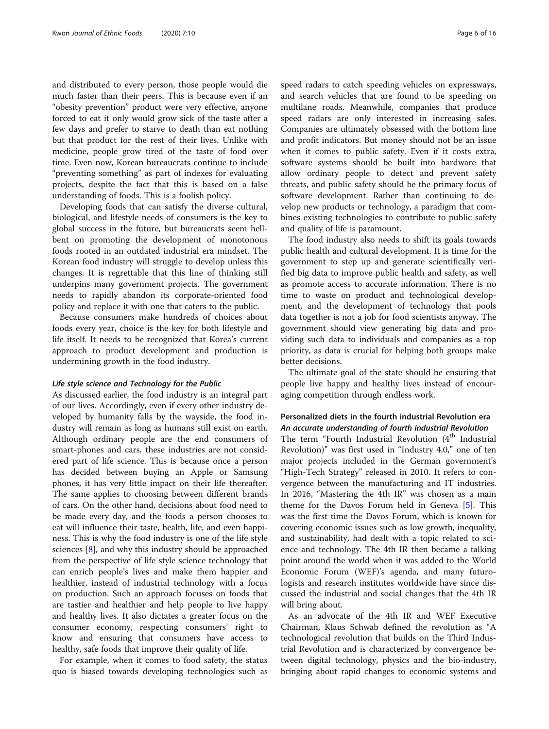and distributed to every person, those people would die much faster than their peers. This is because even if an "obesity prevention" product were very effective, anyone forced to eat it only would grow sick of the taste after a few days and prefer to starve to death than eat nothing but that product for the rest of their lives. Unlike with medicine, people grow tired of the taste of food over time. Even now, Korean bureaucrats continue to include "preventing something" as part of indexes for evaluating projects, despite the fact that this is based on a false understanding of foods. This is a foolish policy.

Developing foods that can satisfy the diverse cultural, biological, and lifestyle needs of consumers is the key to global success in the future, but bureaucrats seem hell-bent on promoting the development of monotonous foods rooted in an outdated industrial era mindset. The Korean food industry will struggle to develop unless this changes. It is regrettable that this line of thinking still underpins many government projects. The government needs to rapidly abandon its corporate-oriented food policy and replace it with one that caters to the public.

Because consumers make hundreds of choices about foods every year, choice is the key for both lifestyle and life itself. It needs to be recognized that Korea's current approach to product development and production is undermining growth in the food industry.

### *Life style science and Technology for the Public*

As discussed earlier, the food industry is an integral part of our lives. Accordingly, even if every other industry developed by humanity falls by the wayside, the food industry will remain as long as humans still exist on earth. Although ordinary people are the end consumers of smart-phones and cars, these industries are not considered part of life science. This is because once a person has decided between buying an Apple or Samsung phones, it has very little impact on their life thereafter. The same applies to choosing between different brands of cars. On the other hand, decisions about food need to be made every day, and the foods a person chooses to eat will influence their taste, health, life, and even happiness. This is why the food industry is one of the life style sciences [8], and why this industry should be approached from the perspective of life style science technology that can enrich people's lives and make them happier and healthier, instead of industrial technology with a focus on production. Such an approach focuses on foods that are tastier and healthier and help people to live happy and healthy lives. It also dictates a greater focus on the consumer economy, respecting consumers' right to know and ensuring that consumers have access to healthy, safe foods that improve their quality of life.

For example, when it comes to food safety, the status quo is biased towards developing technologies such as speed radars to catch speeding vehicles on expressways, and search vehicles that are found to be speeding on multilane roads. Meanwhile, companies that produce speed radars are only interested in increasing sales. Companies are ultimately obsessed with the bottom line and profit indicators. But money should not be an issue when it comes to public safety. Even if it costs extra, software systems should be built into hardware that allow ordinary people to detect and prevent safety threats, and public safety should be the primary focus of software development. Rather than continuing to develop new products or technology, a paradigm that combines existing technologies to contribute to public safety and quality of life is paramount.

The food industry also needs to shift its goals towards public health and cultural development. It is time for the government to step up and generate scientifically verified big data to improve public health and safety, as well as promote access to accurate information. There is no time to waste on product and technological development, and the development of technology that pools data together is not a job for food scientists anyway. The government should view generating big data and providing such data to individuals and companies as a top priority, as data is crucial for helping both groups make better decisions.

The ultimate goal of the state should be ensuring that people live happy and healthy lives instead of encouraging competition through endless work.

## Personalized diets in the fourth industrial Revolution era

### *An accurate understanding of fourth industrial Revolution*

The term "Fourth Industrial Revolution ($4^{th}$ Industrial Revolution)" was first used in "Industry 4.0," one of ten major projects included in the German government's "High-Tech Strategy" released in 2010. It refers to convergence between the manufacturing and IT industries. In 2016, "Mastering the 4th IR" was chosen as a main theme for the Davos Forum held in Geneva [5]. This was the first time the Davos Forum, which is known for covering economic issues such as low growth, inequality, and sustainability, had dealt with a topic related to science and technology. The 4th IR then became a talking point around the world when it was added to the World Economic Forum (WEF)'s agenda, and many futurologists and research institutes worldwide have since discussed the industrial and social changes that the 4th IR will bring about.

As an advocate of the 4th IR and WEF Executive Chairman, Klaus Schwab defined the revolution as "A technological revolution that builds on the Third Industrial Revolution and is characterized by convergence between digital technology, physics and the bio-industry, bringing about rapid changes to economic systems and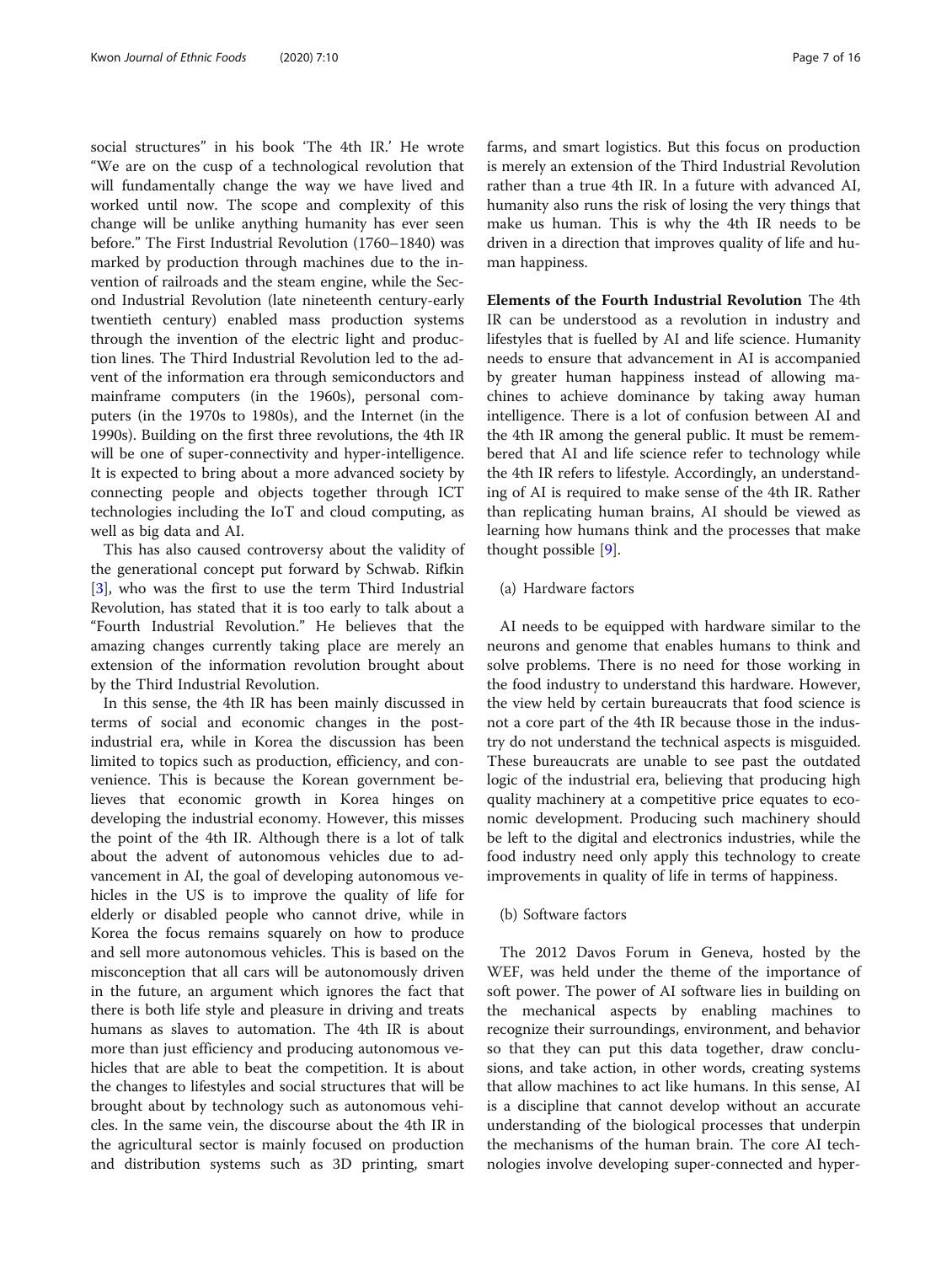social structures" in his book 'The 4th IR.' He wrote "We are on the cusp of a technological revolution that will fundamentally change the way we have lived and worked until now. The scope and complexity of this change will be unlike anything humanity has ever seen before." The First Industrial Revolution (1760–1840) was marked by production through machines due to the invention of railroads and the steam engine, while the Second Industrial Revolution (late nineteenth century-early twentieth century) enabled mass production systems through the invention of the electric light and production lines. The Third Industrial Revolution led to the advent of the information era through semiconductors and mainframe computers (in the 1960s), personal computers (in the 1970s to 1980s), and the Internet (in the 1990s). Building on the first three revolutions, the 4th IR will be one of super-connectivity and hyper-intelligence. It is expected to bring about a more advanced society by connecting people and objects together through ICT technologies including the IoT and cloud computing, as well as big data and AI.

This has also caused controversy about the validity of the generational concept put forward by Schwab. Rifkin [3], who was the first to use the term Third Industrial Revolution, has stated that it is too early to talk about a "Fourth Industrial Revolution." He believes that the amazing changes currently taking place are merely an extension of the information revolution brought about by the Third Industrial Revolution.

In this sense, the 4th IR has been mainly discussed in terms of social and economic changes in the post-industrial era, while in Korea the discussion has been limited to topics such as production, efficiency, and convenience. This is because the Korean government believes that economic growth in Korea hinges on developing the industrial economy. However, this misses the point of the 4th IR. Although there is a lot of talk about the advent of autonomous vehicles due to advancement in AI, the goal of developing autonomous vehicles in the US is to improve the quality of life for elderly or disabled people who cannot drive, while in Korea the focus remains squarely on how to produce and sell more autonomous vehicles. This is based on the misconception that all cars will be autonomously driven in the future, an argument which ignores the fact that there is both life style and pleasure in driving and treats humans as slaves to automation. The 4th IR is about more than just efficiency and producing autonomous vehicles that are able to beat the competition. It is about the changes to lifestyles and social structures that will be brought about by technology such as autonomous vehicles. In the same vein, the discourse about the 4th IR in the agricultural sector is mainly focused on production and distribution systems such as 3D printing, smart farms, and smart logistics. But this focus on production is merely an extension of the Third Industrial Revolution rather than a true 4th IR. In a future with advanced AI, humanity also runs the risk of losing the very things that make us human. This is why the 4th IR needs to be driven in a direction that improves quality of life and human happiness.

**Elements of the Fourth Industrial Revolution** The 4th IR can be understood as a revolution in industry and lifestyles that is fuelled by AI and life science. Humanity needs to ensure that advancement in AI is accompanied by greater human happiness instead of allowing machines to achieve dominance by taking away human intelligence. There is a lot of confusion between AI and the 4th IR among the general public. It must be remembered that AI and life science refer to technology while the 4th IR refers to lifestyle. Accordingly, an understanding of AI is required to make sense of the 4th IR. Rather than replicating human brains, AI should be viewed as learning how humans think and the processes that make thought possible [9].

(a) Hardware factors

AI needs to be equipped with hardware similar to the neurons and genome that enables humans to think and solve problems. There is no need for those working in the food industry to understand this hardware. However, the view held by certain bureaucrats that food science is not a core part of the 4th IR because those in the industry do not understand the technical aspects is misguided. These bureaucrats are unable to see past the outdated logic of the industrial era, believing that producing high quality machinery at a competitive price equates to economic development. Producing such machinery should be left to the digital and electronics industries, while the food industry need only apply this technology to create improvements in quality of life in terms of happiness.

(b) Software factors

The 2012 Davos Forum in Geneva, hosted by the WEF, was held under the theme of the importance of soft power. The power of AI software lies in building on the mechanical aspects by enabling machines to recognize their surroundings, environment, and behavior so that they can put this data together, draw conclusions, and take action, in other words, creating systems that allow machines to act like humans. In this sense, AI is a discipline that cannot develop without an accurate understanding of the biological processes that underpin the mechanisms of the human brain. The core AI technologies involve developing super-connected and hyper-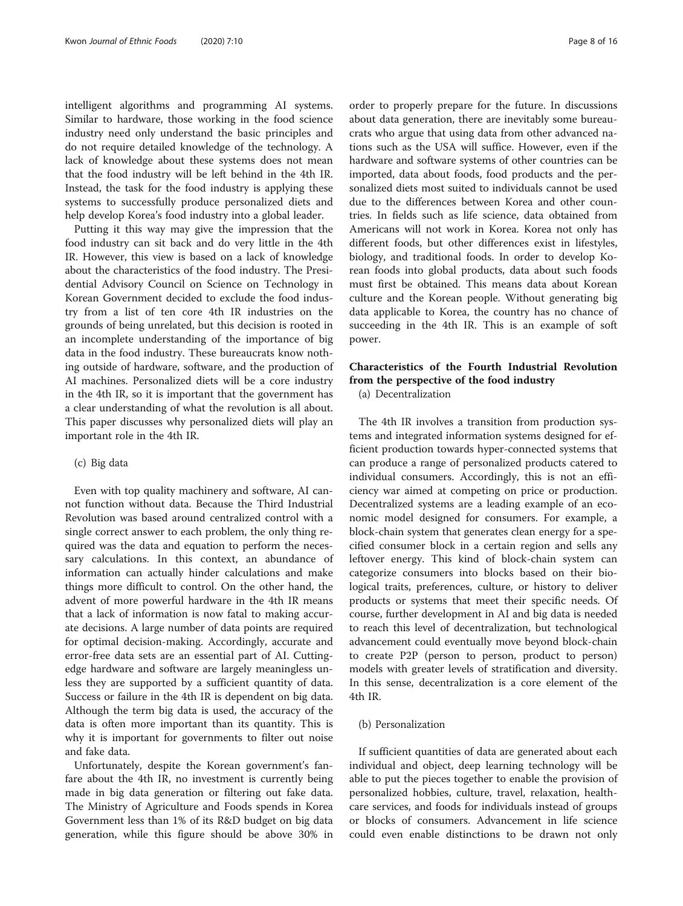intelligent algorithms and programming AI systems. Similar to hardware, those working in the food science industry need only understand the basic principles and do not require detailed knowledge of the technology. A lack of knowledge about these systems does not mean that the food industry will be left behind in the 4th IR. Instead, the task for the food industry is applying these systems to successfully produce personalized diets and help develop Korea's food industry into a global leader.

Putting it this way may give the impression that the food industry can sit back and do very little in the 4th IR. However, this view is based on a lack of knowledge about the characteristics of the food industry. The Presidential Advisory Council on Science on Technology in Korean Government decided to exclude the food industry from a list of ten core 4th IR industries on the grounds of being unrelated, but this decision is rooted in an incomplete understanding of the importance of big data in the food industry. These bureaucrats know nothing outside of hardware, software, and the production of AI machines. Personalized diets will be a core industry in the 4th IR, so it is important that the government has a clear understanding of what the revolution is all about. This paper discusses why personalized diets will play an important role in the 4th IR.

(c) Big data

Even with top quality machinery and software, AI cannot function without data. Because the Third Industrial Revolution was based around centralized control with a single correct answer to each problem, the only thing required was the data and equation to perform the necessary calculations. In this context, an abundance of information can actually hinder calculations and make things more difficult to control. On the other hand, the advent of more powerful hardware in the 4th IR means that a lack of information is now fatal to making accurate decisions. A large number of data points are required for optimal decision-making. Accordingly, accurate and error-free data sets are an essential part of AI. Cutting-edge hardware and software are largely meaningless unless they are supported by a sufficient quantity of data. Success or failure in the 4th IR is dependent on big data. Although the term big data is used, the accuracy of the data is often more important than its quantity. This is why it is important for governments to filter out noise and fake data.

Unfortunately, despite the Korean government's fanfare about the 4th IR, no investment is currently being made in big data generation or filtering out fake data. The Ministry of Agriculture and Foods spends in Korea Government less than 1% of its R&D budget on big data generation, while this figure should be above 30% in order to properly prepare for the future. In discussions about data generation, there are inevitably some bureaucrats who argue that using data from other advanced nations such as the USA will suffice. However, even if the hardware and software systems of other countries can be imported, data about foods, food products and the personalized diets most suited to individuals cannot be used due to the differences between Korea and other countries. In fields such as life science, data obtained from Americans will not work in Korea. Korea not only has different foods, but other differences exist in lifestyles, biology, and traditional foods. In order to develop Korean foods into global products, data about such foods must first be obtained. This means data about Korean culture and the Korean people. Without generating big data applicable to Korea, the country has no chance of succeeding in the 4th IR. This is an example of soft power.

## Characteristics of the Fourth Industrial Revolution from the perspective of the food industry

(a) Decentralization

The 4th IR involves a transition from production systems and integrated information systems designed for efficient production towards hyper-connected systems that can produce a range of personalized products catered to individual consumers. Accordingly, this is not an efficiency war aimed at competing on price or production. Decentralized systems are a leading example of an economic model designed for consumers. For example, a block-chain system that generates clean energy for a specified consumer block in a certain region and sells any leftover energy. This kind of block-chain system can categorize consumers into blocks based on their biological traits, preferences, culture, or history to deliver products or systems that meet their specific needs. Of course, further development in AI and big data is needed to reach this level of decentralization, but technological advancement could eventually move beyond block-chain to create P2P (person to person, product to person) models with greater levels of stratification and diversity. In this sense, decentralization is a core element of the 4th IR.

(b) Personalization

If sufficient quantities of data are generated about each individual and object, deep learning technology will be able to put the pieces together to enable the provision of personalized hobbies, culture, travel, relaxation, healthcare services, and foods for individuals instead of groups or blocks of consumers. Advancement in life science could even enable distinctions to be drawn not only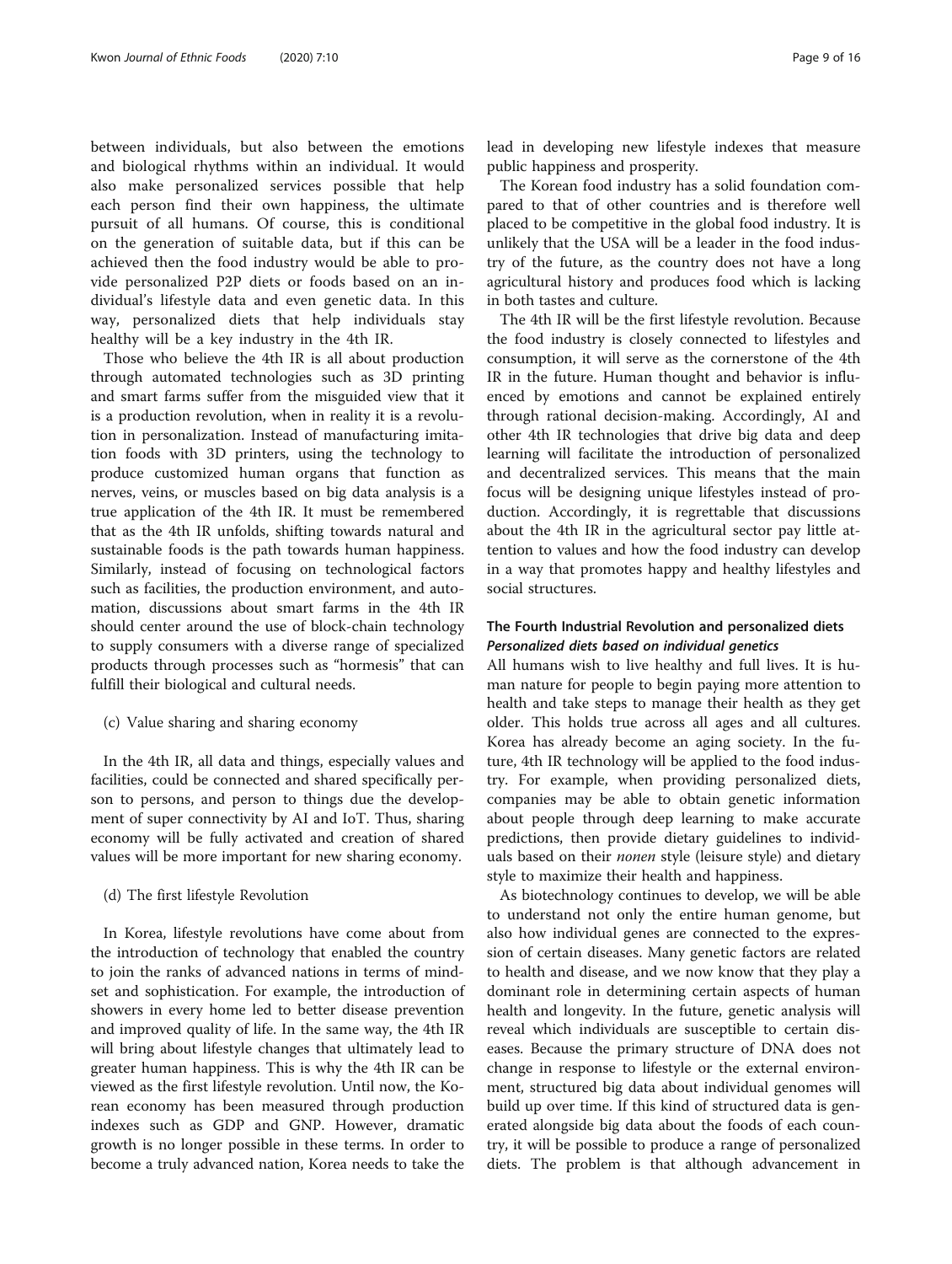between individuals, but also between the emotions and biological rhythms within an individual. It would also make personalized services possible that help each person find their own happiness, the ultimate pursuit of all humans. Of course, this is conditional on the generation of suitable data, but if this can be achieved then the food industry would be able to provide personalized P2P diets or foods based on an individual's lifestyle data and even genetic data. In this way, personalized diets that help individuals stay healthy will be a key industry in the 4th IR.

Those who believe the 4th IR is all about production through automated technologies such as 3D printing and smart farms suffer from the misguided view that it is a production revolution, when in reality it is a revolution in personalization. Instead of manufacturing imitation foods with 3D printers, using the technology to produce customized human organs that function as nerves, veins, or muscles based on big data analysis is a true application of the 4th IR. It must be remembered that as the 4th IR unfolds, shifting towards natural and sustainable foods is the path towards human happiness. Similarly, instead of focusing on technological factors such as facilities, the production environment, and automation, discussions about smart farms in the 4th IR should center around the use of block-chain technology to supply consumers with a diverse range of specialized products through processes such as "hormesis" that can fulfill their biological and cultural needs.

(c) Value sharing and sharing economy

In the 4th IR, all data and things, especially values and facilities, could be connected and shared specifically person to persons, and person to things due the development of super connectivity by AI and IoT. Thus, sharing economy will be fully activated and creation of shared values will be more important for new sharing economy.

(d) The first lifestyle Revolution

In Korea, lifestyle revolutions have come about from the introduction of technology that enabled the country to join the ranks of advanced nations in terms of mindset and sophistication. For example, the introduction of showers in every home led to better disease prevention and improved quality of life. In the same way, the 4th IR will bring about lifestyle changes that ultimately lead to greater human happiness. This is why the 4th IR can be viewed as the first lifestyle revolution. Until now, the Korean economy has been measured through production indexes such as GDP and GNP. However, dramatic growth is no longer possible in these terms. In order to become a truly advanced nation, Korea needs to take the lead in developing new lifestyle indexes that measure public happiness and prosperity.

The Korean food industry has a solid foundation compared to that of other countries and is therefore well placed to be competitive in the global food industry. It is unlikely that the USA will be a leader in the food industry of the future, as the country does not have a long agricultural history and produces food which is lacking in both tastes and culture.

The 4th IR will be the first lifestyle revolution. Because the food industry is closely connected to lifestyles and consumption, it will serve as the cornerstone of the 4th IR in the future. Human thought and behavior is influenced by emotions and cannot be explained entirely through rational decision-making. Accordingly, AI and other 4th IR technologies that drive big data and deep learning will facilitate the introduction of personalized and decentralized services. This means that the main focus will be designing unique lifestyles instead of production. Accordingly, it is regrettable that discussions about the 4th IR in the agricultural sector pay little attention to values and how the food industry can develop in a way that promotes happy and healthy lifestyles and social structures.

## The Fourth Industrial Revolution and personalized diets

### *Personalized diets based on individual genetics*

All humans wish to live healthy and full lives. It is human nature for people to begin paying more attention to health and take steps to manage their health as they get older. This holds true across all ages and all cultures. Korea has already become an aging society. In the future, 4th IR technology will be applied to the food industry. For example, when providing personalized diets, companies may be able to obtain genetic information about people through deep learning to make accurate predictions, then provide dietary guidelines to individuals based on their *nonen* style (leisure style) and dietary style to maximize their health and happiness.

As biotechnology continues to develop, we will be able to understand not only the entire human genome, but also how individual genes are connected to the expression of certain diseases. Many genetic factors are related to health and disease, and we now know that they play a dominant role in determining certain aspects of human health and longevity. In the future, genetic analysis will reveal which individuals are susceptible to certain diseases. Because the primary structure of DNA does not change in response to lifestyle or the external environment, structured big data about individual genomes will build up over time. If this kind of structured data is generated alongside big data about the foods of each country, it will be possible to produce a range of personalized diets. The problem is that although advancement in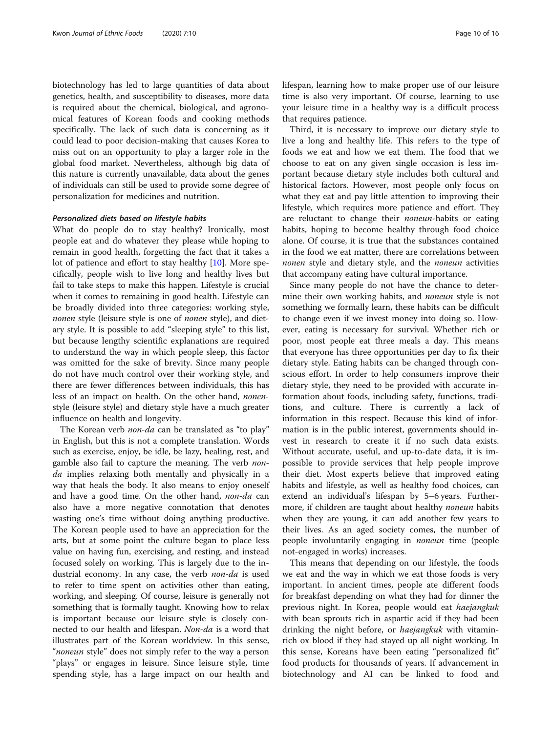biotechnology has led to large quantities of data about genetics, health, and susceptibility to diseases, more data is required about the chemical, biological, and agronomical features of Korean foods and cooking methods specifically. The lack of such data is concerning as it could lead to poor decision-making that causes Korea to miss out on an opportunity to play a larger role in the global food market. Nevertheless, although big data of this nature is currently unavailable, data about the genes of individuals can still be used to provide some degree of personalization for medicines and nutrition.

### *Personalized diets based on lifestyle habits*

What do people do to stay healthy? Ironically, most people eat and do whatever they please while hoping to remain in good health, forgetting the fact that it takes a lot of patience and effort to stay healthy [10]. More specifically, people wish to live long and healthy lives but fail to take steps to make this happen. Lifestyle is crucial when it comes to remaining in good health. Lifestyle can be broadly divided into three categories: working style, *nonen* style (leisure style is one of *nonen* style), and dietary style. It is possible to add "sleeping style" to this list, but because lengthy scientific explanations are required to understand the way in which people sleep, this factor was omitted for the sake of brevity. Since many people do not have much control over their working style, and there are fewer differences between individuals, this has less of an impact on health. On the other hand, *nonen*-style (leisure style) and dietary style have a much greater influence on health and longevity.

The Korean verb *non-da* can be translated as "to play" in English, but this is not a complete translation. Words such as exercise, enjoy, be idle, be lazy, healing, rest, and gamble also fail to capture the meaning. The verb *non-da* implies relaxing both mentally and physically in a way that heals the body. It also means to enjoy oneself and have a good time. On the other hand, *non-da* can also have a more negative connotation that denotes wasting one's time without doing anything productive. The Korean people used to have an appreciation for the arts, but at some point the culture began to place less value on having fun, exercising, and resting, and instead focused solely on working. This is largely due to the industrial economy. In any case, the verb *non-da* is used to refer to time spent on activities other than eating, working, and sleeping. Of course, leisure is generally not something that is formally taught. Knowing how to relax is important because our leisure style is closely connected to our health and lifespan. *Non-da* is a word that illustrates part of the Korean worldview. In this sense, "*noneun* style" does not simply refer to the way a person "plays" or engages in leisure. Since leisure style, time spending style, has a large impact on our health and lifespan, learning how to make proper use of our leisure time is also very important. Of course, learning to use your leisure time in a healthy way is a difficult process that requires patience.

Third, it is necessary to improve our dietary style to live a long and healthy life. This refers to the type of foods we eat and how we eat them. The food that we choose to eat on any given single occasion is less important because dietary style includes both cultural and historical factors. However, most people only focus on what they eat and pay little attention to improving their lifestyle, which requires more patience and effort. They are reluctant to change their *noneun*-habits or eating habits, hoping to become healthy through food choice alone. Of course, it is true that the substances contained in the food we eat matter, there are correlations between *nonen* style and dietary style, and the *noneun* activities that accompany eating have cultural importance.

Since many people do not have the chance to determine their own working habits, and *noneun* style is not something we formally learn, these habits can be difficult to change even if we invest money into doing so. However, eating is necessary for survival. Whether rich or poor, most people eat three meals a day. This means that everyone has three opportunities per day to fix their dietary style. Eating habits can be changed through conscious effort. In order to help consumers improve their dietary style, they need to be provided with accurate information about foods, including safety, functions, traditions, and culture. There is currently a lack of information in this respect. Because this kind of information is in the public interest, governments should invest in research to create it if no such data exists. Without accurate, useful, and up-to-date data, it is impossible to provide services that help people improve their diet. Most experts believe that improved eating habits and lifestyle, as well as healthy food choices, can extend an individual's lifespan by 5–6 years. Furthermore, if children are taught about healthy *noneun* habits when they are young, it can add another few years to their lives. As an aged society comes, the number of people involuntarily engaging in *noneun* time (people not-engaged in works) increases.

This means that depending on our lifestyle, the foods we eat and the way in which we eat those foods is very important. In ancient times, people ate different foods for breakfast depending on what they had for dinner the previous night. In Korea, people would eat *haejangkuk* with bean sprouts rich in aspartic acid if they had been drinking the night before, or *haejangkuk* with vitamin-rich ox blood if they had stayed up all night working. In this sense, Koreans have been eating "personalized fit" food products for thousands of years. If advancement in biotechnology and AI can be linked to food and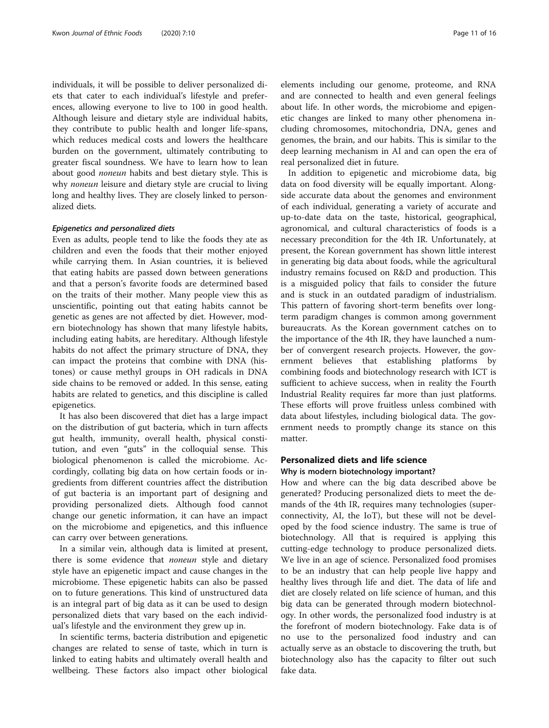individuals, it will be possible to deliver personalized diets that cater to each individual's lifestyle and preferences, allowing everyone to live to 100 in good health. Although leisure and dietary style are individual habits, they contribute to public health and longer life-spans, which reduces medical costs and lowers the healthcare burden on the government, ultimately contributing to greater fiscal soundness. We have to learn how to lean about good *noneun* habits and best dietary style. This is why *noneun* leisure and dietary style are crucial to living long and healthy lives. They are closely linked to personalized diets.

#### *Epigenetics and personalized diets*

Even as adults, people tend to like the foods they ate as children and even the foods that their mother enjoyed while carrying them. In Asian countries, it is believed that eating habits are passed down between generations and that a person's favorite foods are determined based on the traits of their mother. Many people view this as unscientific, pointing out that eating habits cannot be genetic as genes are not affected by diet. However, modern biotechnology has shown that many lifestyle habits, including eating habits, are hereditary. Although lifestyle habits do not affect the primary structure of DNA, they can impact the proteins that combine with DNA (histones) or cause methyl groups in OH radicals in DNA side chains to be removed or added. In this sense, eating habits are related to genetics, and this discipline is called epigenetics.

It has also been discovered that diet has a large impact on the distribution of gut bacteria, which in turn affects gut health, immunity, overall health, physical constitution, and even "guts" in the colloquial sense. This biological phenomenon is called the microbiome. Accordingly, collating big data on how certain foods or ingredients from different countries affect the distribution of gut bacteria is an important part of designing and providing personalized diets. Although food cannot change our genetic information, it can have an impact on the microbiome and epigenetics, and this influence can carry over between generations.

In a similar vein, although data is limited at present, there is some evidence that *noneun* style and dietary style have an epigenetic impact and cause changes in the microbiome. These epigenetic habits can also be passed on to future generations. This kind of unstructured data is an integral part of big data as it can be used to design personalized diets that vary based on the each individual's lifestyle and the environment they grew up in.

In scientific terms, bacteria distribution and epigenetic changes are related to sense of taste, which in turn is linked to eating habits and ultimately overall health and wellbeing. These factors also impact other biological elements including our genome, proteome, and RNA and are connected to health and even general feelings about life. In other words, the microbiome and epigenetic changes are linked to many other phenomena including chromosomes, mitochondria, DNA, genes and genomes, the brain, and our habits. This is similar to the deep learning mechanism in AI and can open the era of real personalized diet in future.

In addition to epigenetic and microbiome data, big data on food diversity will be equally important. Alongside accurate data about the genomes and environment of each individual, generating a variety of accurate and up-to-date data on the taste, historical, geographical, agronomical, and cultural characteristics of foods is a necessary precondition for the 4th IR. Unfortunately, at present, the Korean government has shown little interest in generating big data about foods, while the agricultural industry remains focused on R&D and production. This is a misguided policy that fails to consider the future and is stuck in an outdated paradigm of industrialism. This pattern of favoring short-term benefits over long-term paradigm changes is common among government bureaucrats. As the Korean government catches on to the importance of the 4th IR, they have launched a number of convergent research projects. However, the government believes that establishing platforms by combining foods and biotechnology research with ICT is sufficient to achieve success, when in reality the Fourth Industrial Reality requires far more than just platforms. These efforts will prove fruitless unless combined with data about lifestyles, including biological data. The government needs to promptly change its stance on this matter.

## Personalized diets and life science

### Why is modern biotechnology important?

How and where can the big data described above be generated? Producing personalized diets to meet the demands of the 4th IR, requires many technologies (super-connectivity, AI, the IoT), but these will not be developed by the food science industry. The same is true of biotechnology. All that is required is applying this cutting-edge technology to produce personalized diets. We live in an age of science. Personalized food promises to be an industry that can help people live happy and healthy lives through life and diet. The data of life and diet are closely related on life science of human, and this big data can be generated through modern biotechnology. In other words, the personalized food industry is at the forefront of modern biotechnology. Fake data is of no use to the personalized food industry and can actually serve as an obstacle to discovering the truth, but biotechnology also has the capacity to filter out such fake data.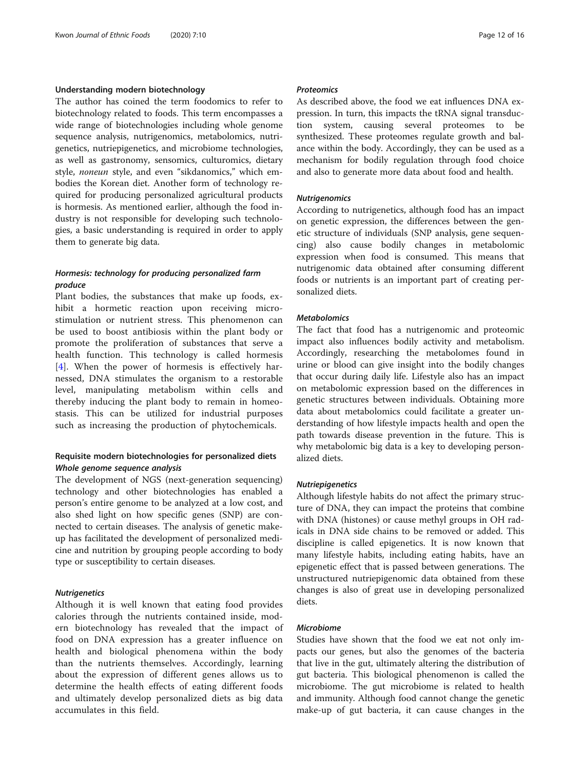## Understanding modern biotechnology

The author has coined the term foodomics to refer to biotechnology related to foods. This term encompasses a wide range of biotechnologies including whole genome sequence analysis, nutrigenomics, metabolomics, nutrigenetics, nutriepigenetics, and microbiome technologies, as well as gastronomy, sensomics, culturomics, dietary style, *noneun* style, and even "sikdanomics," which embodies the Korean diet. Another form of technology required for producing personalized agricultural products is hormesis. As mentioned earlier, although the food industry is not responsible for developing such technologies, a basic understanding is required in order to apply them to generate big data.

### *Hormesis: technology for producing personalized farm produce*

Plant bodies, the substances that make up foods, exhibit a hormetic reaction upon receiving micro-stimulation or nutrient stress. This phenomenon can be used to boost antibiosis within the plant body or promote the proliferation of substances that serve a health function. This technology is called hormesis [4]. When the power of hormesis is effectively harnessed, DNA stimulates the organism to a restorable level, manipulating metabolism within cells and thereby inducing the plant body to remain in homeostasis. This can be utilized for industrial purposes such as increasing the production of phytochemicals.

## Requisite modern biotechnologies for personalized diets

### *Whole genome sequence analysis*

The development of NGS (next-generation sequencing) technology and other biotechnologies has enabled a person's entire genome to be analyzed at a low cost, and also shed light on how specific genes (SNP) are connected to certain diseases. The analysis of genetic makeup has facilitated the development of personalized medicine and nutrition by grouping people according to body type or susceptibility to certain diseases.

### *Nutrigenetics*

Although it is well known that eating food provides calories through the nutrients contained inside, modern biotechnology has revealed that the impact of food on DNA expression has a greater influence on health and biological phenomena within the body than the nutrients themselves. Accordingly, learning about the expression of different genes allows us to determine the health effects of eating different foods and ultimately develop personalized diets as big data accumulates in this field.

### *Proteomics*

As described above, the food we eat influences DNA expression. In turn, this impacts the tRNA signal transduction system, causing several proteomes to be synthesized. These proteomes regulate growth and balance within the body. Accordingly, they can be used as a mechanism for bodily regulation through food choice and also to generate more data about food and health.

### *Nutrigenomics*

According to nutrigenetics, although food has an impact on genetic expression, the differences between the genetic structure of individuals (SNP analysis, gene sequencing) also cause bodily changes in metabolomic expression when food is consumed. This means that nutrigenomic data obtained after consuming different foods or nutrients is an important part of creating personalized diets.

### *Metabolomics*

The fact that food has a nutrigenomic and proteomic impact also influences bodily activity and metabolism. Accordingly, researching the metabolomes found in urine or blood can give insight into the bodily changes that occur during daily life. Lifestyle also has an impact on metabolomic expression based on the differences in genetic structures between individuals. Obtaining more data about metabolomics could facilitate a greater understanding of how lifestyle impacts health and open the path towards disease prevention in the future. This is why metabolomic big data is a key to developing personalized diets.

### *Nutriepigenetics*

Although lifestyle habits do not affect the primary structure of DNA, they can impact the proteins that combine with DNA (histones) or cause methyl groups in OH radicals in DNA side chains to be removed or added. This discipline is called epigenetics. It is now known that many lifestyle habits, including eating habits, have an epigenetic effect that is passed between generations. The unstructured nutriepigenomic data obtained from these changes is also of great use in developing personalized diets.

### *Microbiome*

Studies have shown that the food we eat not only impacts our genes, but also the genomes of the bacteria that live in the gut, ultimately altering the distribution of gut bacteria. This biological phenomenon is called the microbiome. The gut microbiome is related to health and immunity. Although food cannot change the genetic make-up of gut bacteria, it can cause changes in the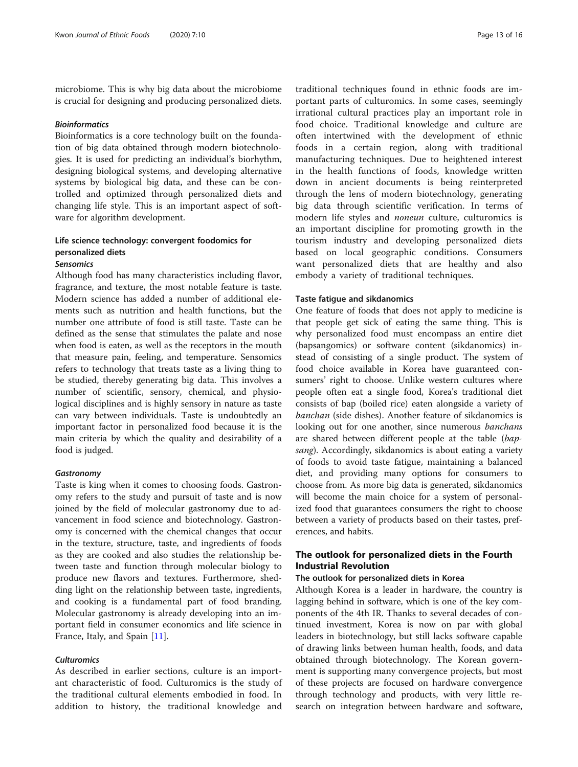microbiome. This is why big data about the microbiome is crucial for designing and producing personalized diets.

#### *Bioinformatics*

Bioinformatics is a core technology built on the foundation of big data obtained through modern biotechnologies. It is used for predicting an individual's biorhythm, designing biological systems, and developing alternative systems by biological big data, and these can be controlled and optimized through personalized diets and changing life style. This is an important aspect of software for algorithm development.

### Life science technology: convergent foodomics for personalized diets

#### *Sensomics*

Although food has many characteristics including flavor, fragrance, and texture, the most notable feature is taste. Modern science has added a number of additional elements such as nutrition and health functions, but the number one attribute of food is still taste. Taste can be defined as the sense that stimulates the palate and nose when food is eaten, as well as the receptors in the mouth that measure pain, feeling, and temperature. Sensomics refers to technology that treats taste as a living thing to be studied, thereby generating big data. This involves a number of scientific, sensory, chemical, and physiological disciplines and is highly sensory in nature as taste can vary between individuals. Taste is undoubtedly an important factor in personalized food because it is the main criteria by which the quality and desirability of a food is judged.

#### *Gastronomy*

Taste is king when it comes to choosing foods. Gastronomy refers to the study and pursuit of taste and is now joined by the field of molecular gastronomy due to advancement in food science and biotechnology. Gastronomy is concerned with the chemical changes that occur in the texture, structure, taste, and ingredients of foods as they are cooked and also studies the relationship between taste and function through molecular biology to produce new flavors and textures. Furthermore, shedding light on the relationship between taste, ingredients, and cooking is a fundamental part of food branding. Molecular gastronomy is already developing into an important field in consumer economics and life science in France, Italy, and Spain [11].

#### *Culturomics*

As described in earlier sections, culture is an important characteristic of food. Culturomics is the study of the traditional cultural elements embodied in food. In addition to history, the traditional knowledge and traditional techniques found in ethnic foods are important parts of culturomics. In some cases, seemingly irrational cultural practices play an important role in food choice. Traditional knowledge and culture are often intertwined with the development of ethnic foods in a certain region, along with traditional manufacturing techniques. Due to heightened interest in the health functions of foods, knowledge written down in ancient documents is being reinterpreted through the lens of modern biotechnology, generating big data through scientific verification. In terms of modern life styles and *noneun* culture, culturomics is an important discipline for promoting growth in the tourism industry and developing personalized diets based on local geographic conditions. Consumers want personalized diets that are healthy and also embody a variety of traditional techniques.

### Taste fatigue and sikdanomics

One feature of foods that does not apply to medicine is that people get sick of eating the same thing. This is why personalized food must encompass an entire diet (bapsangomics) or software content (sikdanomics) instead of consisting of a single product. The system of food choice available in Korea have guaranteed consumers' right to choose. Unlike western cultures where people often eat a single food, Korea's traditional diet consists of bap (boiled rice) eaten alongside a variety of *banchan* (side dishes). Another feature of sikdanomics is looking out for one another, since numerous *banchans* are shared between different people at the table (*bapsang*). Accordingly, sikdanomics is about eating a variety of foods to avoid taste fatigue, maintaining a balanced diet, and providing many options for consumers to choose from. As more big data is generated, sikdanomics will become the main choice for a system of personalized food that guarantees consumers the right to choose between a variety of products based on their tastes, preferences, and habits.

## The outlook for personalized diets in the Fourth Industrial Revolution

### The outlook for personalized diets in Korea

Although Korea is a leader in hardware, the country is lagging behind in software, which is one of the key components of the 4th IR. Thanks to several decades of continued investment, Korea is now on par with global leaders in biotechnology, but still lacks software capable of drawing links between human health, foods, and data obtained through biotechnology. The Korean government is supporting many convergence projects, but most of these projects are focused on hardware convergence through technology and products, with very little research on integration between hardware and software,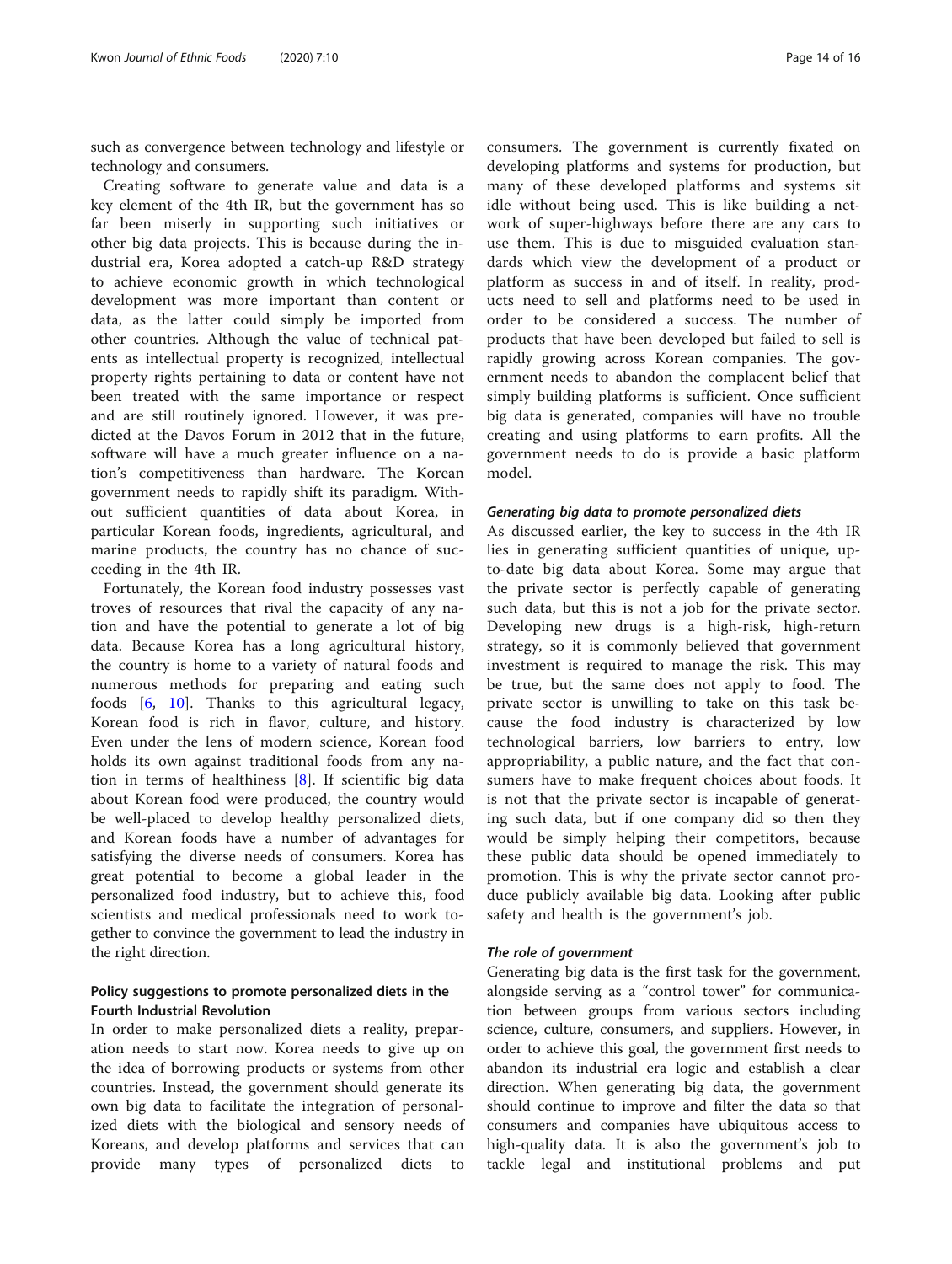such as convergence between technology and lifestyle or technology and consumers.

Creating software to generate value and data is a key element of the 4th IR, but the government has so far been miserly in supporting such initiatives or other big data projects. This is because during the industrial era, Korea adopted a catch-up R&D strategy to achieve economic growth in which technological development was more important than content or data, as the latter could simply be imported from other countries. Although the value of technical patents as intellectual property is recognized, intellectual property rights pertaining to data or content have not been treated with the same importance or respect and are still routinely ignored. However, it was predicted at the Davos Forum in 2012 that in the future, software will have a much greater influence on a nation's competitiveness than hardware. The Korean government needs to rapidly shift its paradigm. Without sufficient quantities of data about Korea, in particular Korean foods, ingredients, agricultural, and marine products, the country has no chance of succeeding in the 4th IR.

Fortunately, the Korean food industry possesses vast troves of resources that rival the capacity of any nation and have the potential to generate a lot of big data. Because Korea has a long agricultural history, the country is home to a variety of natural foods and numerous methods for preparing and eating such foods [6, 10]. Thanks to this agricultural legacy, Korean food is rich in flavor, culture, and history. Even under the lens of modern science, Korean food holds its own against traditional foods from any nation in terms of healthiness [8]. If scientific big data about Korean food were produced, the country would be well-placed to develop healthy personalized diets, and Korean foods have a number of advantages for satisfying the diverse needs of consumers. Korea has great potential to become a global leader in the personalized food industry, but to achieve this, food scientists and medical professionals need to work together to convince the government to lead the industry in the right direction.

## Policy suggestions to promote personalized diets in the Fourth Industrial Revolution

In order to make personalized diets a reality, preparation needs to start now. Korea needs to give up on the idea of borrowing products or systems from other countries. Instead, the government should generate its own big data to facilitate the integration of personalized diets with the biological and sensory needs of Koreans, and develop platforms and services that can provide many types of personalized diets to consumers. The government is currently fixated on developing platforms and systems for production, but many of these developed platforms and systems sit idle without being used. This is like building a network of super-highways before there are any cars to use them. This is due to misguided evaluation standards which view the development of a product or platform as success in and of itself. In reality, products need to sell and platforms need to be used in order to be considered a success. The number of products that have been developed but failed to sell is rapidly growing across Korean companies. The government needs to abandon the complacent belief that simply building platforms is sufficient. Once sufficient big data is generated, companies will have no trouble creating and using platforms to earn profits. All the government needs to do is provide a basic platform model.

### *Generating big data to promote personalized diets*

As discussed earlier, the key to success in the 4th IR lies in generating sufficient quantities of unique, up-to-date big data about Korea. Some may argue that the private sector is perfectly capable of generating such data, but this is not a job for the private sector. Developing new drugs is a high-risk, high-return strategy, so it is commonly believed that government investment is required to manage the risk. This may be true, but the same does not apply to food. The private sector is unwilling to take on this task because the food industry is characterized by low technological barriers, low barriers to entry, low appropriability, a public nature, and the fact that consumers have to make frequent choices about foods. It is not that the private sector is incapable of generating such data, but if one company did so then they would be simply helping their competitors, because these public data should be opened immediately to promotion. This is why the private sector cannot produce publicly available big data. Looking after public safety and health is the government's job.

### *The role of government*

Generating big data is the first task for the government, alongside serving as a "control tower" for communication between groups from various sectors including science, culture, consumers, and suppliers. However, in order to achieve this goal, the government first needs to abandon its industrial era logic and establish a clear direction. When generating big data, the government should continue to improve and filter the data so that consumers and companies have ubiquitous access to high-quality data. It is also the government's job to tackle legal and institutional problems and put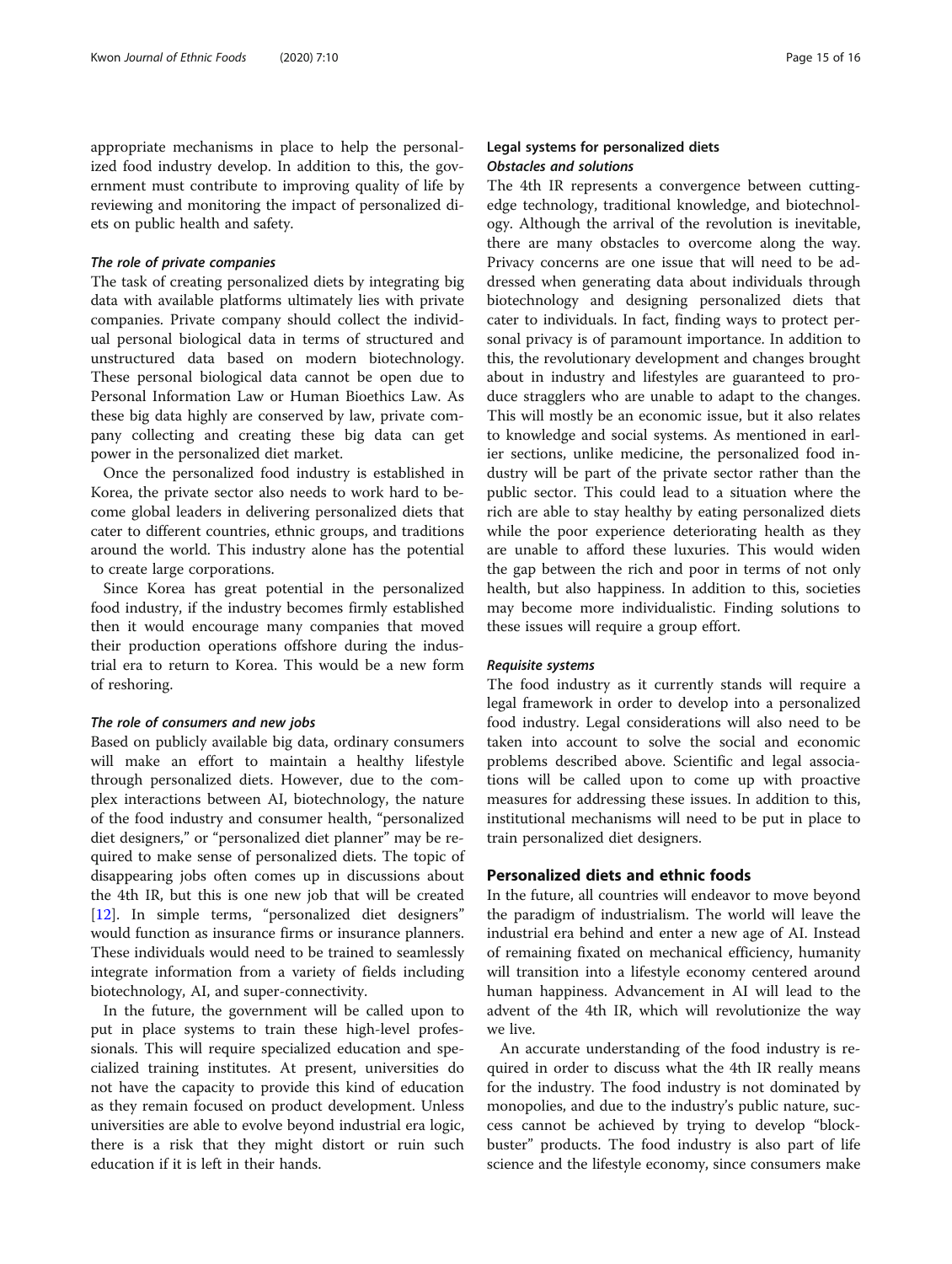appropriate mechanisms in place to help the personalized food industry develop. In addition to this, the government must contribute to improving quality of life by reviewing and monitoring the impact of personalized diets on public health and safety.

#### *The role of private companies*

The task of creating personalized diets by integrating big data with available platforms ultimately lies with private companies. Private company should collect the individual personal biological data in terms of structured and unstructured data based on modern biotechnology. These personal biological data cannot be open due to Personal Information Law or Human Bioethics Law. As these big data highly are conserved by law, private company collecting and creating these big data can get power in the personalized diet market.

Once the personalized food industry is established in Korea, the private sector also needs to work hard to become global leaders in delivering personalized diets that cater to different countries, ethnic groups, and traditions around the world. This industry alone has the potential to create large corporations.

Since Korea has great potential in the personalized food industry, if the industry becomes firmly established then it would encourage many companies that moved their production operations offshore during the industrial era to return to Korea. This would be a new form of reshoring.

#### *The role of consumers and new jobs*

Based on publicly available big data, ordinary consumers will make an effort to maintain a healthy lifestyle through personalized diets. However, due to the complex interactions between AI, biotechnology, the nature of the food industry and consumer health, "personalized diet designers," or "personalized diet planner" may be required to make sense of personalized diets. The topic of disappearing jobs often comes up in discussions about the 4th IR, but this is one new job that will be created [12]. In simple terms, "personalized diet designers" would function as insurance firms or insurance planners. These individuals would need to be trained to seamlessly integrate information from a variety of fields including biotechnology, AI, and super-connectivity.

In the future, the government will be called upon to put in place systems to train these high-level professionals. This will require specialized education and specialized training institutes. At present, universities do not have the capacity to provide this kind of education as they remain focused on product development. Unless universities are able to evolve beyond industrial era logic, there is a risk that they might distort or ruin such education if it is left in their hands.

### Legal systems for personalized diets

#### *Obstacles and solutions*

The 4th IR represents a convergence between cutting-edge technology, traditional knowledge, and biotechnology. Although the arrival of the revolution is inevitable, there are many obstacles to overcome along the way. Privacy concerns are one issue that will need to be addressed when generating data about individuals through biotechnology and designing personalized diets that cater to individuals. In fact, finding ways to protect personal privacy is of paramount importance. In addition to this, the revolutionary development and changes brought about in industry and lifestyles are guaranteed to produce stragglers who are unable to adapt to the changes. This will mostly be an economic issue, but it also relates to knowledge and social systems. As mentioned in earlier sections, unlike medicine, the personalized food industry will be part of the private sector rather than the public sector. This could lead to a situation where the rich are able to stay healthy by eating personalized diets while the poor experience deteriorating health as they are unable to afford these luxuries. This would widen the gap between the rich and poor in terms of not only health, but also happiness. In addition to this, societies may become more individualistic. Finding solutions to these issues will require a group effort.

#### *Requisite systems*

The food industry as it currently stands will require a legal framework in order to develop into a personalized food industry. Legal considerations will also need to be taken into account to solve the social and economic problems described above. Scientific and legal associations will be called upon to come up with proactive measures for addressing these issues. In addition to this, institutional mechanisms will need to be put in place to train personalized diet designers.

## Personalized diets and ethnic foods

In the future, all countries will endeavor to move beyond the paradigm of industrialism. The world will leave the industrial era behind and enter a new age of AI. Instead of remaining fixated on mechanical efficiency, humanity will transition into a lifestyle economy centered around human happiness. Advancement in AI will lead to the advent of the 4th IR, which will revolutionize the way we live.

An accurate understanding of the food industry is required in order to discuss what the 4th IR really means for the industry. The food industry is not dominated by monopolies, and due to the industry's public nature, success cannot be achieved by trying to develop "blockbuster" products. The food industry is also part of life science and the lifestyle economy, since consumers make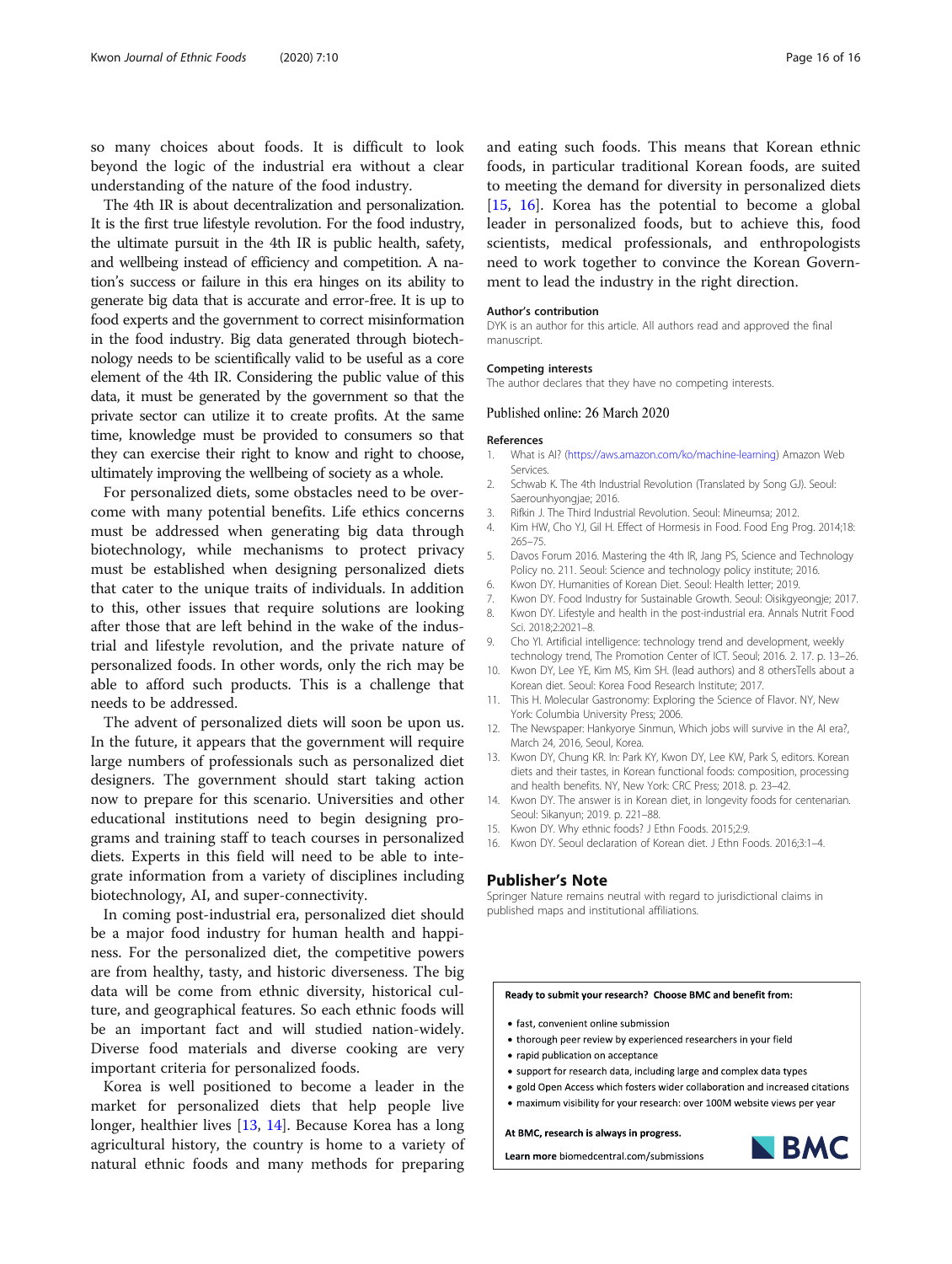so many choices about foods. It is difficult to look beyond the logic of the industrial era without a clear understanding of the nature of the food industry.

The 4th IR is about decentralization and personalization. It is the first true lifestyle revolution. For the food industry, the ultimate pursuit in the 4th IR is public health, safety, and wellbeing instead of efficiency and competition. A nation's success or failure in this era hinges on its ability to generate big data that is accurate and error-free. It is up to food experts and the government to correct misinformation in the food industry. Big data generated through biotechnology needs to be scientifically valid to be useful as a core element of the 4th IR. Considering the public value of this data, it must be generated by the government so that the private sector can utilize it to create profits. At the same time, knowledge must be provided to consumers so that they can exercise their right to know and right to choose, ultimately improving the wellbeing of society as a whole.

For personalized diets, some obstacles need to be overcome with many potential benefits. Life ethics concerns must be addressed when generating big data through biotechnology, while mechanisms to protect privacy must be established when designing personalized diets that cater to the unique traits of individuals. In addition to this, other issues that require solutions are looking after those that are left behind in the wake of the industrial and lifestyle revolution, and the private nature of personalized foods. In other words, only the rich may be able to afford such products. This is a challenge that needs to be addressed.

The advent of personalized diets will soon be upon us. In the future, it appears that the government will require large numbers of professionals such as personalized diet designers. The government should start taking action now to prepare for this scenario. Universities and other educational institutions need to begin designing programs and training staff to teach courses in personalized diets. Experts in this field will need to be able to integrate information from a variety of disciplines including biotechnology, AI, and super-connectivity.

In coming post-industrial era, personalized diet should be a major food industry for human health and happiness. For the personalized diet, the competitive powers are from healthy, tasty, and historic diverseness. The big data will be come from ethnic diversity, historical culture, and geographical features. So each ethnic foods will be an important fact and will studied nation-widely. Diverse food materials and diverse cooking are very important criteria for personalized foods.

Korea is well positioned to become a leader in the market for personalized diets that help people live longer, healthier lives [13, 14]. Because Korea has a long agricultural history, the country is home to a variety of natural ethnic foods and many methods for preparing and eating such foods. This means that Korean ethnic foods, in particular traditional Korean foods, are suited to meeting the demand for diversity in personalized diets [15, 16]. Korea has the potential to become a global leader in personalized foods, but to achieve this, food scientists, medical professionals, and enthropologists need to work together to convince the Korean Government to lead the industry in the right direction.

#### Author's contribution

DYK is an author for this article. All authors read and approved the final manuscript.

#### Competing interests

The author declares that they have no competing interests.

Published online: 26 March 2020

#### References

1. What is AI? (https://aws.amazon.com/ko/machine-learning) Amazon Web Services.
2. Schwab K. The 4th Industrial Revolution (Translated by Song GJ). Seoul: Saerounhyongjae; 2016.
3. Rifkin J. The Third Industrial Revolution. Seoul: Mineumsa; 2012.
4. Kim HW, Cho YJ, Gil H. Effect of Hormesis in Food. Food Eng Prog. 2014;18: 265–75.
5. Davos Forum 2016. Mastering the 4th IR, Jang PS, Science and Technology Policy no. 211. Seoul: Science and technology policy institute; 2016.
6. Kwon DY. Humanities of Korean Diet. Seoul: Health letter; 2019.
7. Kwon DY. Food Industry for Sustainable Growth. Seoul: Oisikgyeongje; 2017.
8. Kwon DY. Lifestyle and health in the post-industrial era. Annals Nutrit Food Sci. 2018;2:2021–8.
9. Cho YI. Artificial intelligence: technology trend and development, weekly technology trend, The Promotion Center of ICT. Seoul; 2016. 2. 17. p. 13–26.
10. Kwon DY, Lee YE, Kim MS, Kim SH. (lead authors) and 8 othersTells about a Korean diet. Seoul: Korea Food Research Institute; 2017.
11. This H. Molecular Gastronomy: Exploring the Science of Flavor. NY, New York: Columbia University Press; 2006.
12. The Newspaper: Hankyorye Sinmun, Which jobs will survive in the AI era?, March 24, 2016, Seoul, Korea.
13. Kwon DY, Chung KR. In: Park KY, Kwon DY, Lee KW, Park S, editors. Korean diets and their tastes, in Korean functional foods: composition, processing and health benefits. NY, New York: CRC Press; 2018. p. 23–42.
14. Kwon DY. The answer is in Korean diet, in longevity foods for centenarian. Seoul: Sikanyun; 2019. p. 221–88.
15. Kwon DY. Why ethnic foods? J Ethn Foods. 2015;2:9.
16. Kwon DY. Seoul declaration of Korean diet. J Ethn Foods. 2016;3:1–4.

## Publisher's Note

Springer Nature remains neutral with regard to jurisdictional claims in published maps and institutional affiliations.

**Ready to submit your research? Choose BMC and benefit from:**

- fast, convenient online submission
- thorough peer review by experienced researchers in your field
- rapid publication on acceptance
- support for research data, including large and complex data types
- gold Open Access which fosters wider collaboration and increased citations
- maximum visibility for your research: over 100M website views per year

**At BMC, research is always in progress.**

**Learn more** biomedcentral.com/submissions

BMC